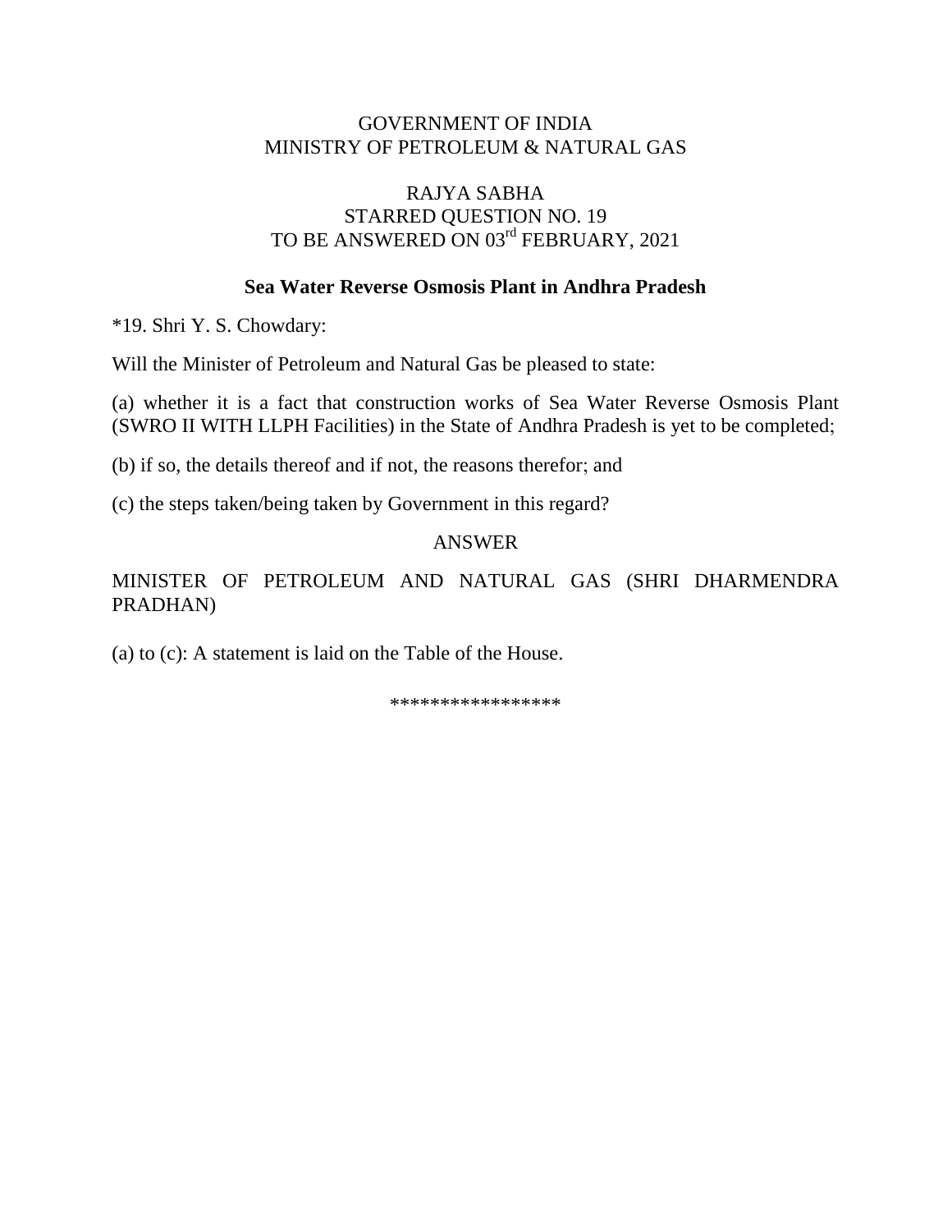GOVERNMENT OF INDIA
MINISTRY OF PETROLEUM & NATURAL GAS

RAJYA SABHA
STARRED QUESTION NO. 19
TO BE ANSWERED ON 03rd FEBRUARY, 2021

**Sea Water Reverse Osmosis Plant in Andhra Pradesh**

*19. Shri Y. S. Chowdary:

Will the Minister of Petroleum and Natural Gas be pleased to state:

(a) whether it is a fact that construction works of Sea Water Reverse Osmosis Plant (SWRO II WITH LLPH Facilities) in the State of Andhra Pradesh is yet to be completed;

(b) if so, the details thereof and if not, the reasons therefor; and

(c) the steps taken/being taken by Government in this regard?

ANSWER

MINISTER OF PETROLEUM AND NATURAL GAS (SHRI DHARMENDRA PRADHAN)

(a) to (c): A statement is laid on the Table of the House.

*****************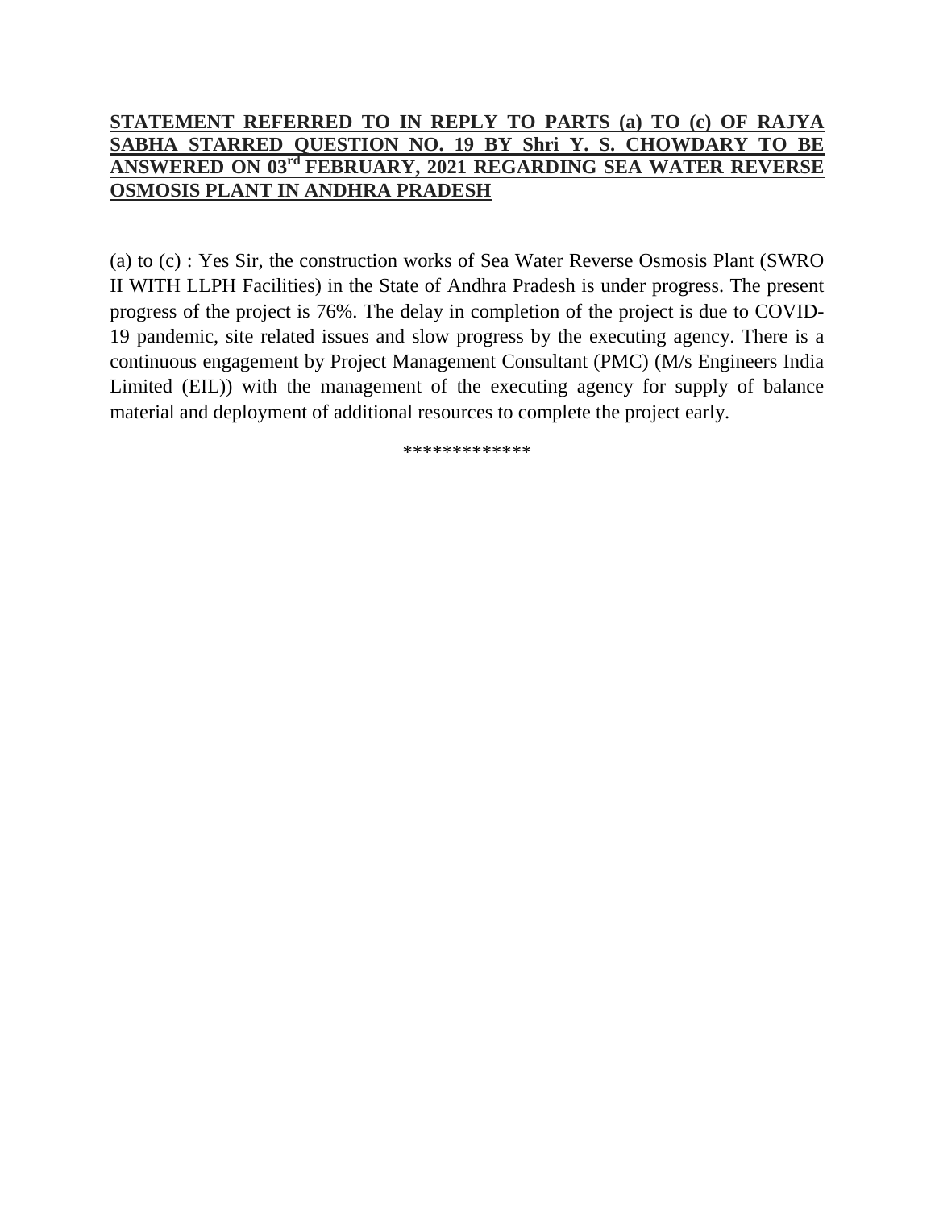**<u>STATEMENT REFERRED TO IN REPLY TO PARTS (a) TO (c) OF RAJYA SABHA STARRED QUESTION NO. 19 BY Shri Y. S. CHOWDARY TO BE ANSWERED ON 03rd FEBRUARY, 2021 REGARDING SEA WATER REVERSE OSMOSIS PLANT IN ANDHRA PRADESH</u>**

(a) to (c) : Yes Sir, the construction works of Sea Water Reverse Osmosis Plant (SWRO II WITH LLPH Facilities) in the State of Andhra Pradesh is under progress. The present progress of the project is 76%. The delay in completion of the project is due to COVID-19 pandemic, site related issues and slow progress by the executing agency. There is a continuous engagement by Project Management Consultant (PMC) (M/s Engineers India Limited (EIL)) with the management of the executing agency for supply of balance material and deployment of additional resources to complete the project early.

*************